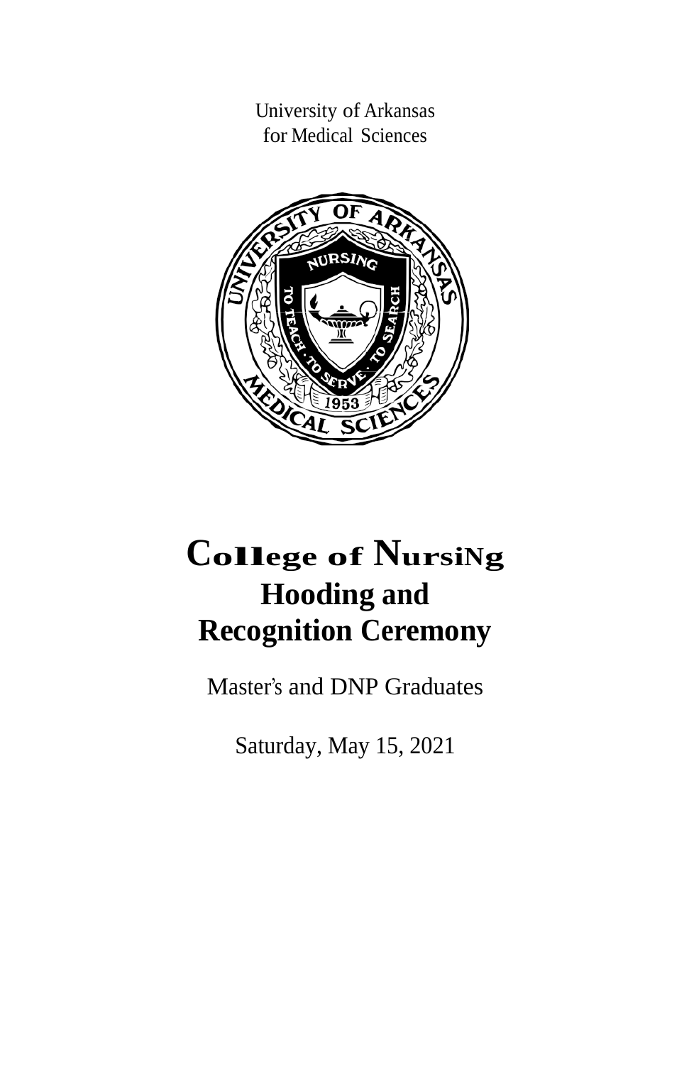University of Arkansas
for Medical Sciences

# College of Nursing
# Hooding and Recognition Ceremony

Master's and DNP Graduates

Saturday, May 15, 2021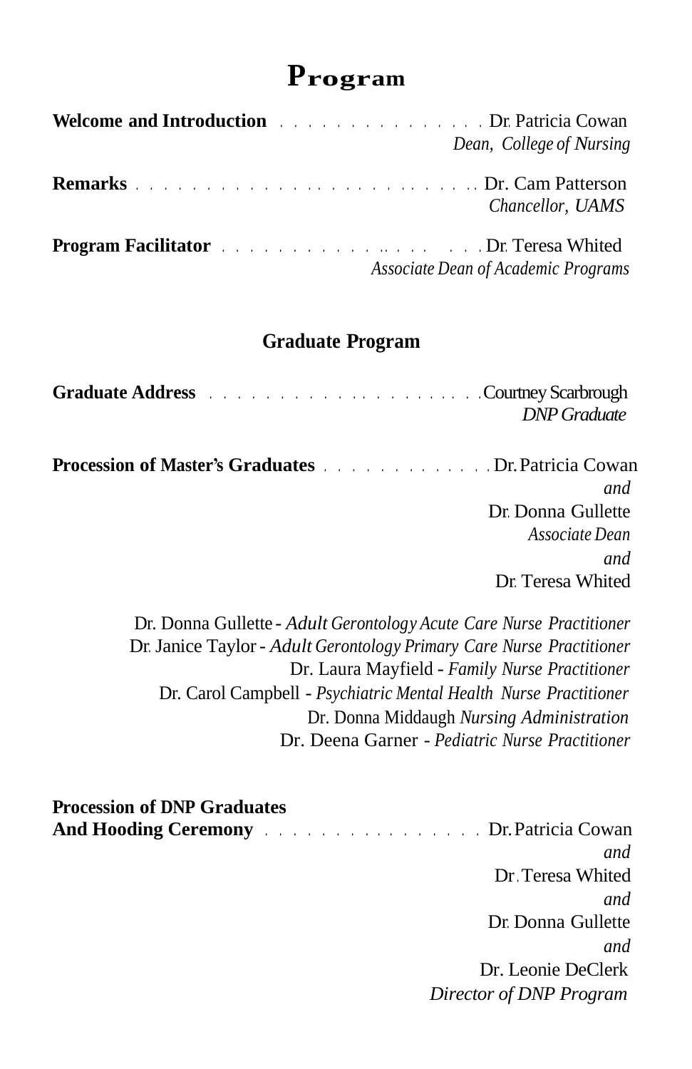# Program

**Welcome and Introduction** . . . . . . . . . . . . . . . . Dr. Patricia Cowan
*Dean, College of Nursing*

**Remarks** . . . . . . . . . . . . . . . . . . . . . . . . . . Dr. Cam Patterson
*Chancellor, UAMS*

**Program Facilitator** . . . . . . . . . . . . . . . . . . . Dr. Teresa Whited
*Associate Dean of Academic Programs*

## Graduate Program

**Graduate Address** . . . . . . . . . . . . . . . . . . . . . Courtney Scarbrough
*DNP Graduate*

**Procession of Master's Graduates** . . . . . . . . . . . . . Dr. Patricia Cowan
*and*
Dr. Donna Gullette
*Associate Dean*
*and*
Dr. Teresa Whited

Dr. Donna Gullette - *Adult Gerontology Acute Care Nurse Practitioner*
Dr. Janice Taylor - *Adult Gerontology Primary Care Nurse Practitioner*
Dr. Laura Mayfield - *Family Nurse Practitioner*
Dr. Carol Campbell - *Psychiatric Mental Health Nurse Practitioner*
Dr. Donna Middaugh *Nursing Administration*
Dr. Deena Garner - *Pediatric Nurse Practitioner*

**Procession of DNP Graduates**
**And Hooding Ceremony** . . . . . . . . . . . . . . . . Dr. Patricia Cowan
*and*
Dr. Teresa Whited
*and*
Dr. Donna Gullette
*and*
Dr. Leonie DeClerk
*Director of DNP Program*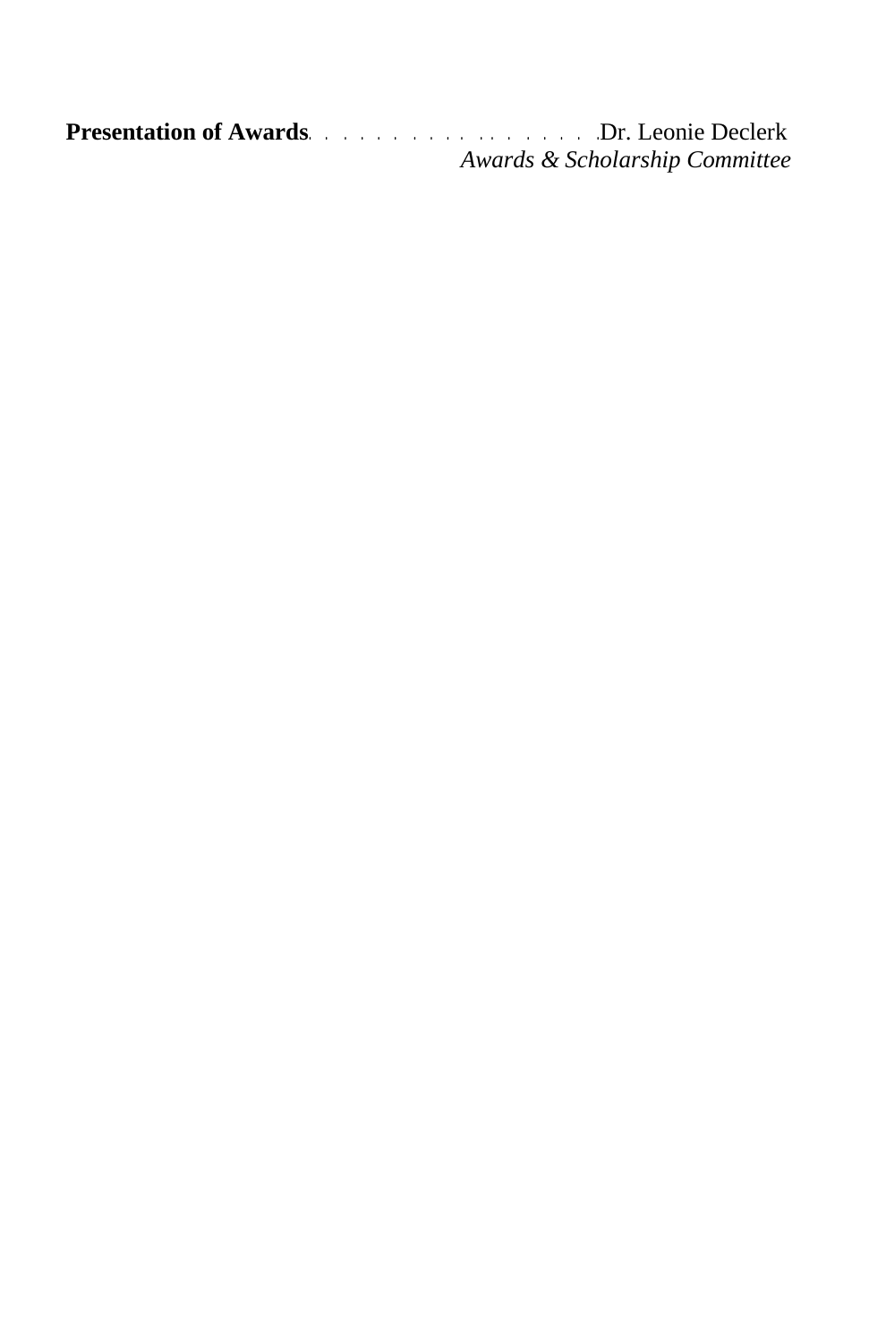**Presentation of Awards** . . . . . . . . . . . . . . . . . . Dr. Leonie Declerk
*Awards & Scholarship Committee*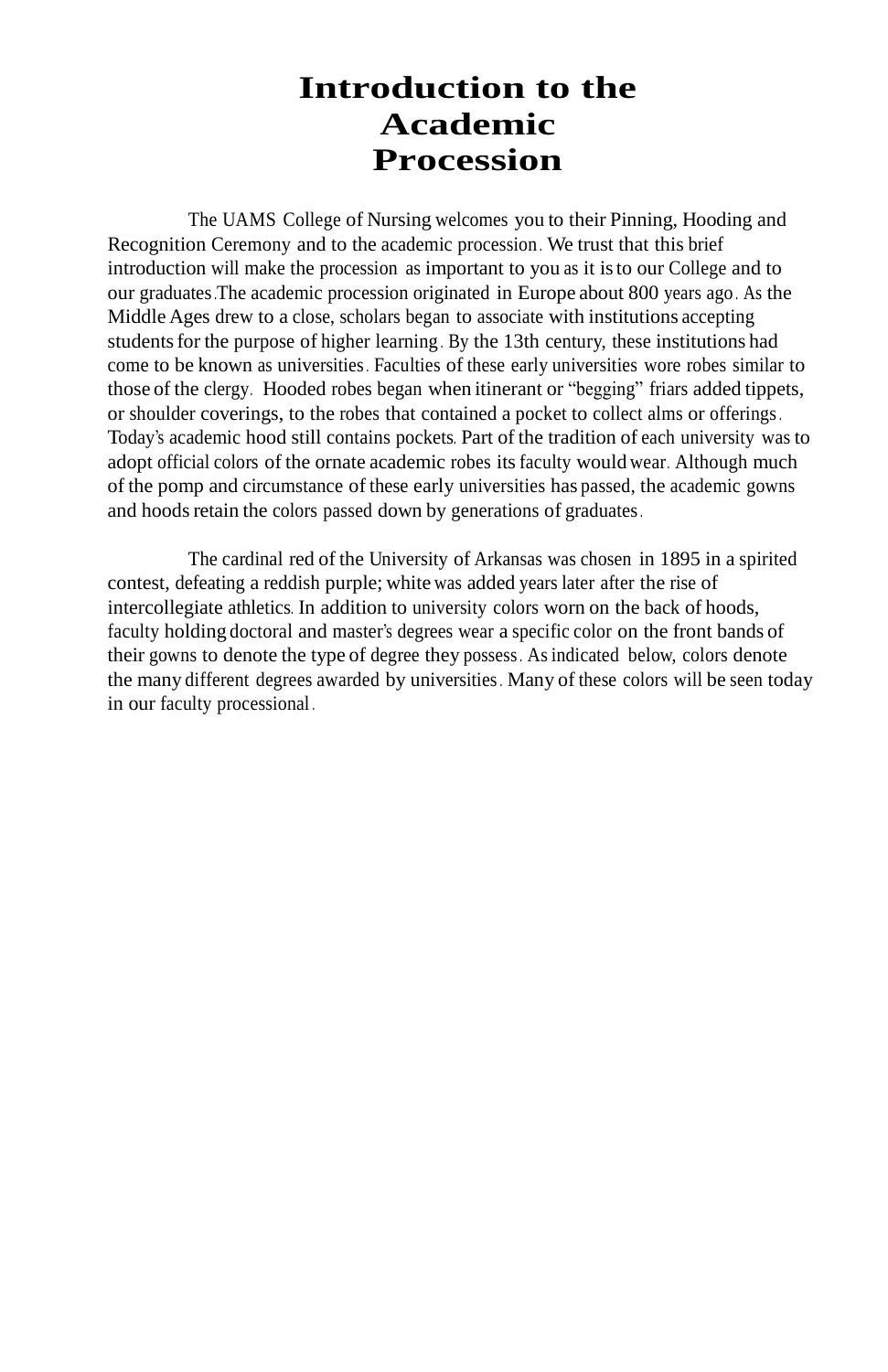# Introduction to the Academic Procession

The UAMS College of Nursing welcomes you to their Pinning, Hooding and Recognition Ceremony and to the academic procession. We trust that this brief introduction will make the procession as important to you as it is to our College and to our graduates.The academic procession originated in Europe about 800 years ago. As the Middle Ages drew to a close, scholars began to associate with institutions accepting students for the purpose of higher learning. By the 13th century, these institutions had come to be known as universities. Faculties of these early universities wore robes similar to those of the clergy. Hooded robes began when itinerant or "begging" friars added tippets, or shoulder coverings, to the robes that contained a pocket to collect alms or offerings. Today's academic hood still contains pockets. Part of the tradition of each university was to adopt official colors of the ornate academic robes its faculty would wear. Although much of the pomp and circumstance of these early universities has passed, the academic gowns and hoods retain the colors passed down by generations of graduates.

The cardinal red of the University of Arkansas was chosen in 1895 in a spirited contest, defeating a reddish purple; white was added years later after the rise of intercollegiate athletics. In addition to university colors worn on the back of hoods, faculty holding doctoral and master's degrees wear a specific color on the front bands of their gowns to denote the type of degree they possess. As indicated below, colors denote the many different degrees awarded by universities. Many of these colors will be seen today in our faculty processional.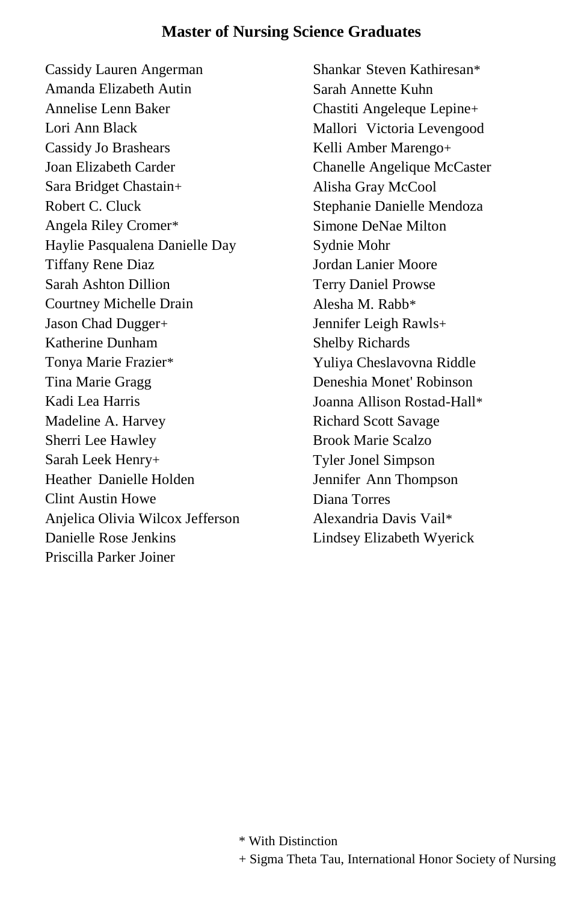## Master of Nursing Science Graduates

Cassidy Lauren Angerman
Amanda Elizabeth Autin
Annelise Lenn Baker
Lori Ann Black
Cassidy Jo Brashears
Joan Elizabeth Carder
Sara Bridget Chastain+
Robert C. Cluck
Angela Riley Cromer*
Haylie Pasqualena Danielle Day
Tiffany Rene Diaz
Sarah Ashton Dillion
Courtney Michelle Drain
Jason Chad Dugger+
Katherine Dunham
Tonya Marie Frazier*
Tina Marie Gragg
Kadi Lea Harris
Madeline A. Harvey
Sherri Lee Hawley
Sarah Leek Henry+
Heather Danielle Holden
Clint Austin Howe
Anjelica Olivia Wilcox Jefferson
Danielle Rose Jenkins
Priscilla Parker Joiner
Shankar Steven Kathiresan*
Sarah Annette Kuhn
Chastiti Angeleque Lepine+
Mallori Victoria Levengood
Kelli Amber Marengo+
Chanelle Angelique McCaster
Alisha Gray McCool
Stephanie Danielle Mendoza
Simone DeNae Milton
Sydnie Mohr
Jordan Lanier Moore
Terry Daniel Prowse
Alesha M. Rabb*
Jennifer Leigh Rawls+
Shelby Richards
Yuliya Cheslavovna Riddle
Deneshia Monet' Robinson
Joanna Allison Rostad-Hall*
Richard Scott Savage
Brook Marie Scalzo
Tyler Jonel Simpson
Jennifer Ann Thompson
Diana Torres
Alexandria Davis Vail*
Lindsey Elizabeth Wyerick

\* With Distinction
\+ Sigma Theta Tau, International Honor Society of Nursing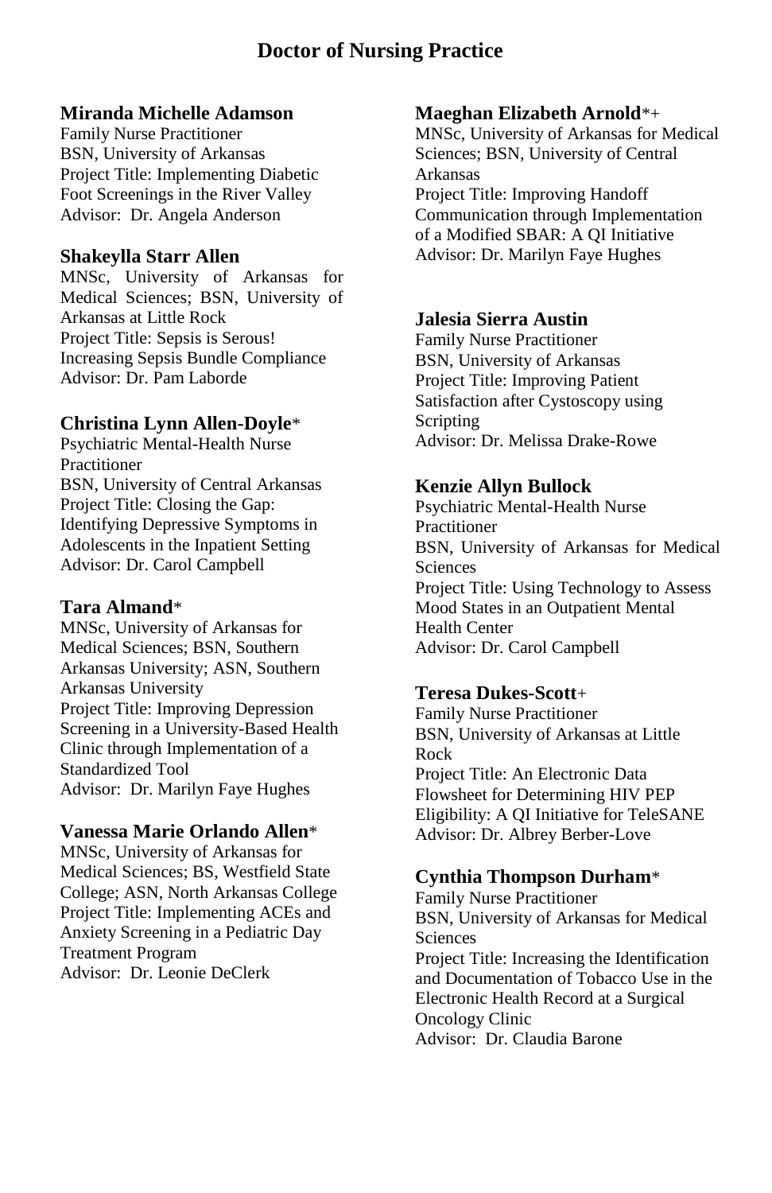## Doctor of Nursing Practice

**Miranda Michelle Adamson**
Family Nurse Practitioner
BSN, University of Arkansas
Project Title: Implementing Diabetic Foot Screenings in the River Valley
Advisor: Dr. Angela Anderson

**Shakeylla Starr Allen**
MNSc, University of Arkansas for Medical Sciences; BSN, University of Arkansas at Little Rock
Project Title: Sepsis is Serous! Increasing Sepsis Bundle Compliance
Advisor: Dr. Pam Laborde

**Christina Lynn Allen-Doyle***
Psychiatric Mental-Health Nurse Practitioner
BSN, University of Central Arkansas
Project Title: Closing the Gap: Identifying Depressive Symptoms in Adolescents in the Inpatient Setting
Advisor: Dr. Carol Campbell

**Tara Almand***
MNSc, University of Arkansas for Medical Sciences; BSN, Southern Arkansas University; ASN, Southern Arkansas University
Project Title: Improving Depression Screening in a University-Based Health Clinic through Implementation of a Standardized Tool
Advisor: Dr. Marilyn Faye Hughes

**Vanessa Marie Orlando Allen***
MNSc, University of Arkansas for Medical Sciences; BS, Westfield State College; ASN, North Arkansas College
Project Title: Implementing ACEs and Anxiety Screening in a Pediatric Day Treatment Program
Advisor: Dr. Leonie DeClerk

**Maeghan Elizabeth Arnold***+
MNSc, University of Arkansas for Medical Sciences; BSN, University of Central Arkansas
Project Title: Improving Handoff Communication through Implementation of a Modified SBAR: A QI Initiative
Advisor: Dr. Marilyn Faye Hughes

**Jalesia Sierra Austin**
Family Nurse Practitioner
BSN, University of Arkansas
Project Title: Improving Patient Satisfaction after Cystoscopy using Scripting
Advisor: Dr. Melissa Drake-Rowe

**Kenzie Allyn Bullock**
Psychiatric Mental-Health Nurse Practitioner
BSN, University of Arkansas for Medical Sciences
Project Title: Using Technology to Assess Mood States in an Outpatient Mental Health Center
Advisor: Dr. Carol Campbell

**Teresa Dukes-Scott**+
Family Nurse Practitioner
BSN, University of Arkansas at Little Rock
Project Title: An Electronic Data Flowsheet for Determining HIV PEP Eligibility: A QI Initiative for TeleSANE
Advisor: Dr. Albrey Berber-Love

**Cynthia Thompson Durham***
Family Nurse Practitioner
BSN, University of Arkansas for Medical Sciences
Project Title: Increasing the Identification and Documentation of Tobacco Use in the Electronic Health Record at a Surgical Oncology Clinic
Advisor: Dr. Claudia Barone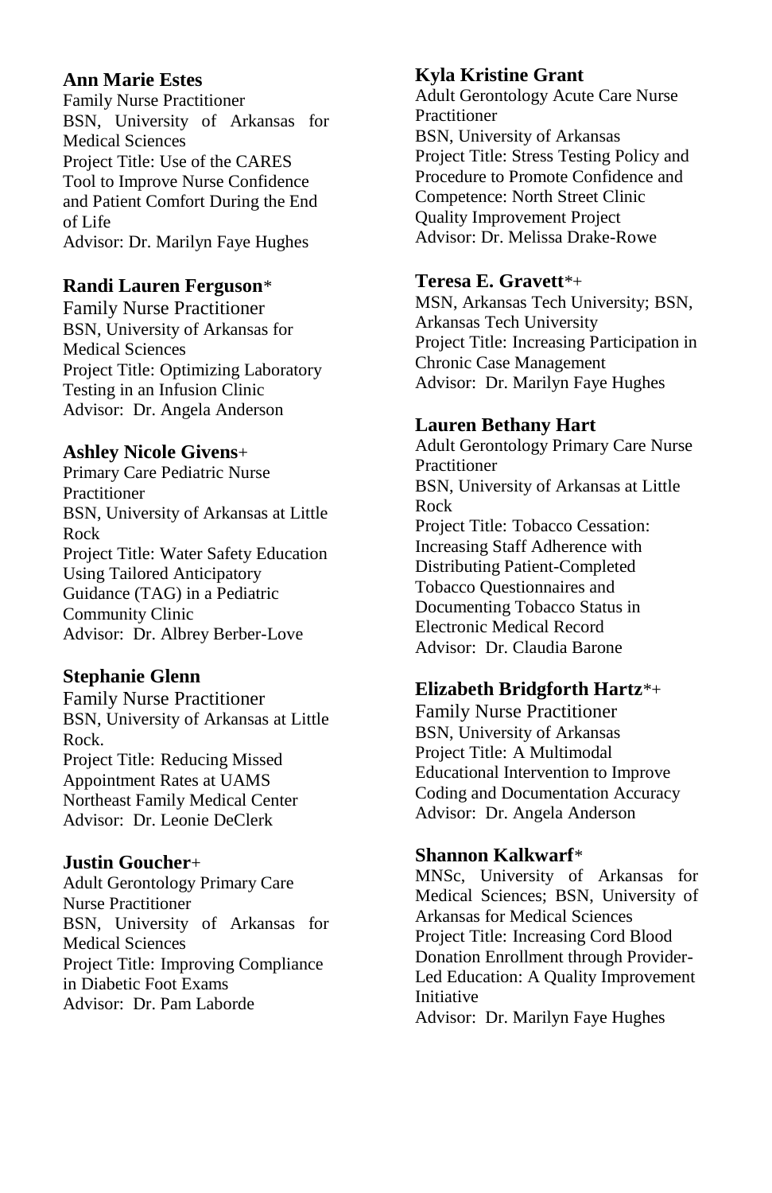**Ann Marie Estes**
Family Nurse Practitioner
BSN, University of Arkansas for Medical Sciences
Project Title: Use of the CARES Tool to Improve Nurse Confidence and Patient Comfort During the End of Life
Advisor: Dr. Marilyn Faye Hughes

**Randi Lauren Ferguson***
Family Nurse Practitioner
BSN, University of Arkansas for Medical Sciences
Project Title: Optimizing Laboratory Testing in an Infusion Clinic
Advisor: Dr. Angela Anderson

**Ashley Nicole Givens**+
Primary Care Pediatric Nurse Practitioner
BSN, University of Arkansas at Little Rock
Project Title: Water Safety Education Using Tailored Anticipatory Guidance (TAG) in a Pediatric Community Clinic
Advisor: Dr. Albrey Berber-Love

**Stephanie Glenn**
Family Nurse Practitioner
BSN, University of Arkansas at Little Rock.
Project Title: Reducing Missed Appointment Rates at UAMS Northeast Family Medical Center
Advisor: Dr. Leonie DeClerk

**Justin Goucher**+
Adult Gerontology Primary Care Nurse Practitioner
BSN, University of Arkansas for Medical Sciences
Project Title: Improving Compliance in Diabetic Foot Exams
Advisor: Dr. Pam Laborde

**Kyla Kristine Grant**
Adult Gerontology Acute Care Nurse Practitioner
BSN, University of Arkansas
Project Title: Stress Testing Policy and Procedure to Promote Confidence and Competence: North Street Clinic Quality Improvement Project
Advisor: Dr. Melissa Drake-Rowe

**Teresa E. Gravett***+
MSN, Arkansas Tech University; BSN, Arkansas Tech University
Project Title: Increasing Participation in Chronic Case Management
Advisor: Dr. Marilyn Faye Hughes

**Lauren Bethany Hart**
Adult Gerontology Primary Care Nurse Practitioner
BSN, University of Arkansas at Little Rock
Project Title: Tobacco Cessation: Increasing Staff Adherence with Distributing Patient-Completed Tobacco Questionnaires and Documenting Tobacco Status in Electronic Medical Record
Advisor: Dr. Claudia Barone

**Elizabeth Bridgforth Hartz***+
Family Nurse Practitioner
BSN, University of Arkansas
Project Title: A Multimodal Educational Intervention to Improve Coding and Documentation Accuracy
Advisor: Dr. Angela Anderson

**Shannon Kalkwarf***
MNSc, University of Arkansas for Medical Sciences; BSN, University of Arkansas for Medical Sciences
Project Title: Increasing Cord Blood Donation Enrollment through Provider-Led Education: A Quality Improvement Initiative
Advisor: Dr. Marilyn Faye Hughes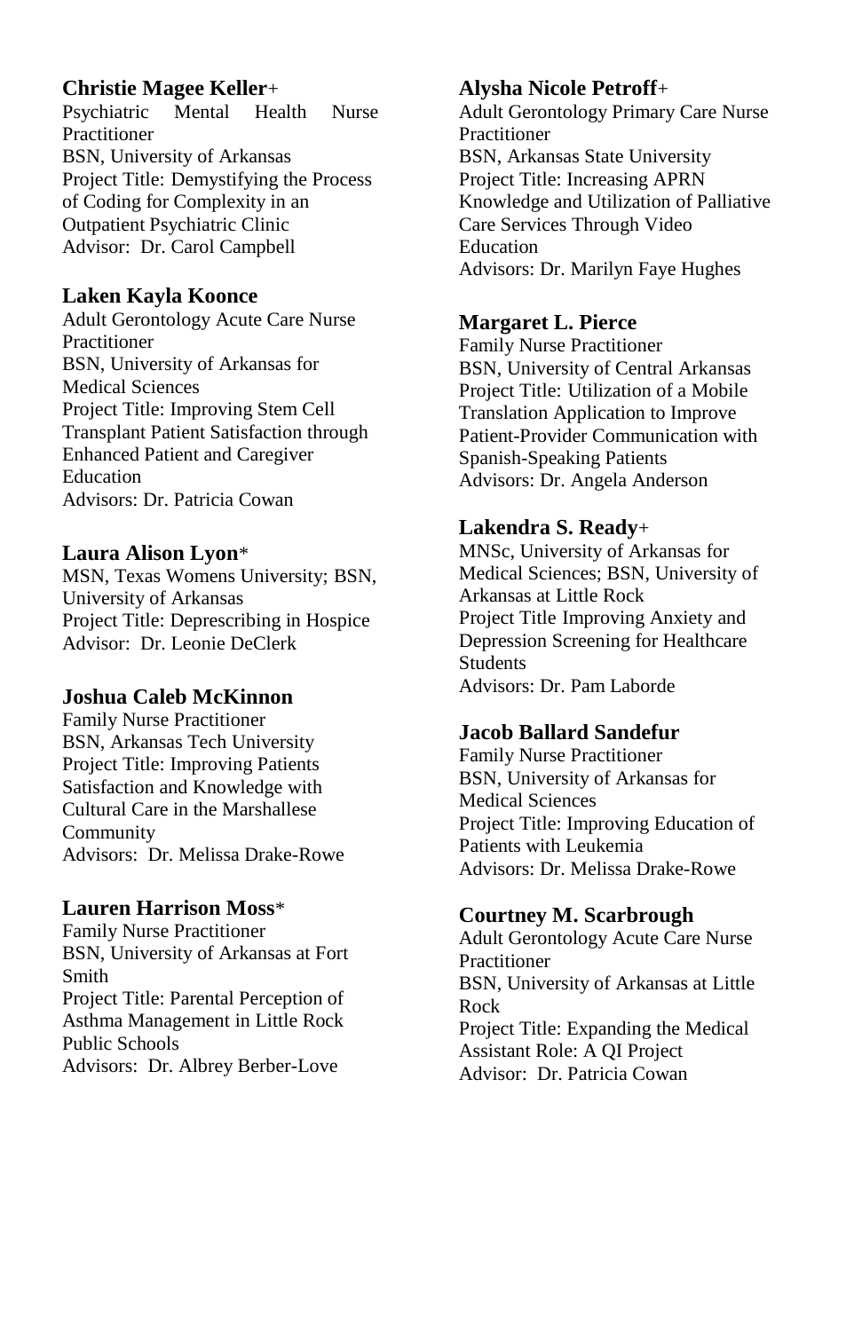**Christie Magee Keller**+
Psychiatric Mental Health Nurse Practitioner
BSN, University of Arkansas
Project Title: Demystifying the Process of Coding for Complexity in an Outpatient Psychiatric Clinic
Advisor: Dr. Carol Campbell

**Laken Kayla Koonce**
Adult Gerontology Acute Care Nurse Practitioner
BSN, University of Arkansas for Medical Sciences
Project Title: Improving Stem Cell Transplant Patient Satisfaction through Enhanced Patient and Caregiver Education
Advisors: Dr. Patricia Cowan

**Laura Alison Lyon***
MSN, Texas Womens University; BSN, University of Arkansas
Project Title: Deprescribing in Hospice
Advisor: Dr. Leonie DeClerk

**Joshua Caleb McKinnon**
Family Nurse Practitioner
BSN, Arkansas Tech University
Project Title: Improving Patients Satisfaction and Knowledge with Cultural Care in the Marshallese Community
Advisors: Dr. Melissa Drake-Rowe

**Lauren Harrison Moss***
Family Nurse Practitioner
BSN, University of Arkansas at Fort Smith
Project Title: Parental Perception of Asthma Management in Little Rock Public Schools
Advisors: Dr. Albrey Berber-Love

**Alysha Nicole Petroff**+
Adult Gerontology Primary Care Nurse Practitioner
BSN, Arkansas State University
Project Title: Increasing APRN Knowledge and Utilization of Palliative Care Services Through Video Education
Advisors: Dr. Marilyn Faye Hughes

**Margaret L. Pierce**
Family Nurse Practitioner
BSN, University of Central Arkansas
Project Title: Utilization of a Mobile Translation Application to Improve Patient-Provider Communication with Spanish-Speaking Patients
Advisors: Dr. Angela Anderson

**Lakendra S. Ready**+
MNSc, University of Arkansas for Medical Sciences; BSN, University of Arkansas at Little Rock
Project Title Improving Anxiety and Depression Screening for Healthcare Students
Advisors: Dr. Pam Laborde

**Jacob Ballard Sandefur**
Family Nurse Practitioner
BSN, University of Arkansas for Medical Sciences
Project Title: Improving Education of Patients with Leukemia
Advisors: Dr. Melissa Drake-Rowe

**Courtney M. Scarbrough**
Adult Gerontology Acute Care Nurse Practitioner
BSN, University of Arkansas at Little Rock
Project Title: Expanding the Medical Assistant Role: A QI Project
Advisor: Dr. Patricia Cowan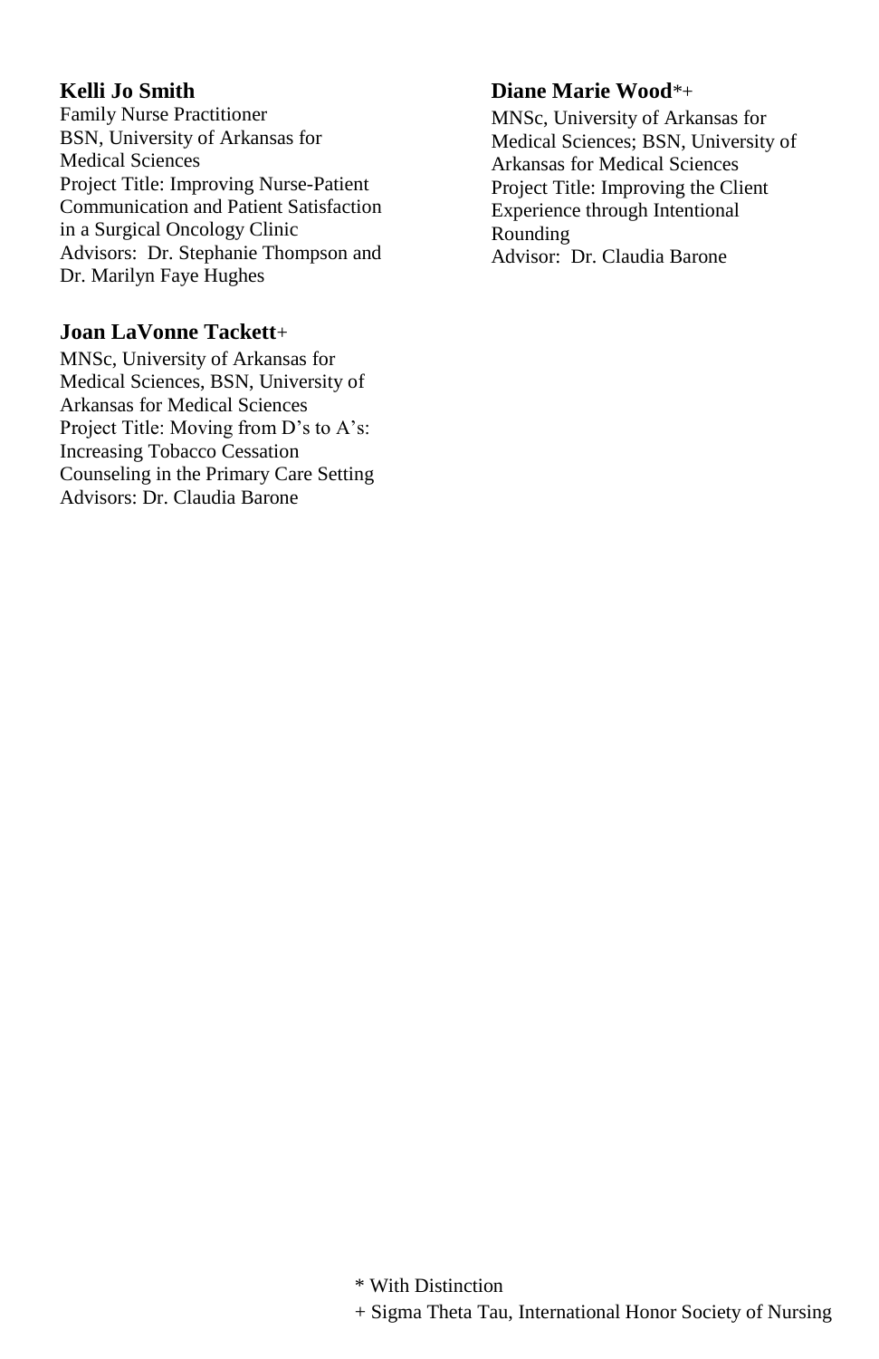**Kelli Jo Smith**
Family Nurse Practitioner
BSN, University of Arkansas for Medical Sciences
Project Title: Improving Nurse-Patient Communication and Patient Satisfaction in a Surgical Oncology Clinic
Advisors: Dr. Stephanie Thompson and Dr. Marilyn Faye Hughes

**Joan LaVonne Tackett**+
MNSc, University of Arkansas for Medical Sciences, BSN, University of Arkansas for Medical Sciences
Project Title: Moving from D's to A's: Increasing Tobacco Cessation Counseling in the Primary Care Setting
Advisors: Dr. Claudia Barone

**Diane Marie Wood***+
MNSc, University of Arkansas for Medical Sciences; BSN, University of Arkansas for Medical Sciences
Project Title: Improving the Client Experience through Intentional Rounding
Advisor: Dr. Claudia Barone

* With Distinction
+ Sigma Theta Tau, International Honor Society of Nursing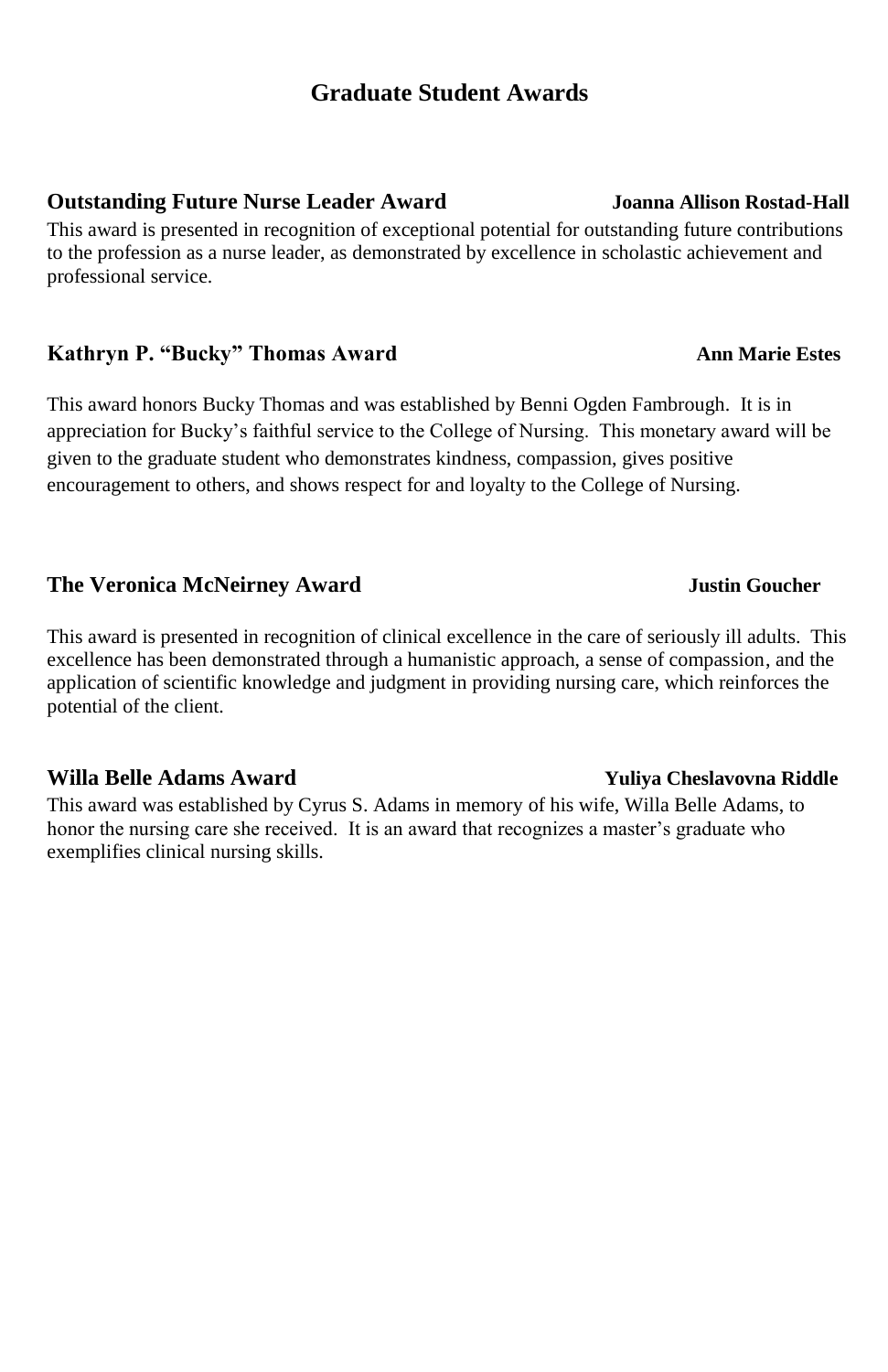# Graduate Student Awards

**Outstanding Future Nurse Leader Award** **Joanna Allison Rostad-Hall**

This award is presented in recognition of exceptional potential for outstanding future contributions to the profession as a nurse leader, as demonstrated by excellence in scholastic achievement and professional service.

**Kathryn P. "Bucky" Thomas Award** **Ann Marie Estes**

This award honors Bucky Thomas and was established by Benni Ogden Fambrough. It is in appreciation for Bucky's faithful service to the College of Nursing. This monetary award will be given to the graduate student who demonstrates kindness, compassion, gives positive encouragement to others, and shows respect for and loyalty to the College of Nursing.

**The Veronica McNeirney Award** **Justin Goucher**

This award is presented in recognition of clinical excellence in the care of seriously ill adults. This excellence has been demonstrated through a humanistic approach, a sense of compassion, and the application of scientific knowledge and judgment in providing nursing care, which reinforces the potential of the client.

**Willa Belle Adams Award** **Yuliya Cheslavovna Riddle**

This award was established by Cyrus S. Adams in memory of his wife, Willa Belle Adams, to honor the nursing care she received. It is an award that recognizes a master's graduate who exemplifies clinical nursing skills.